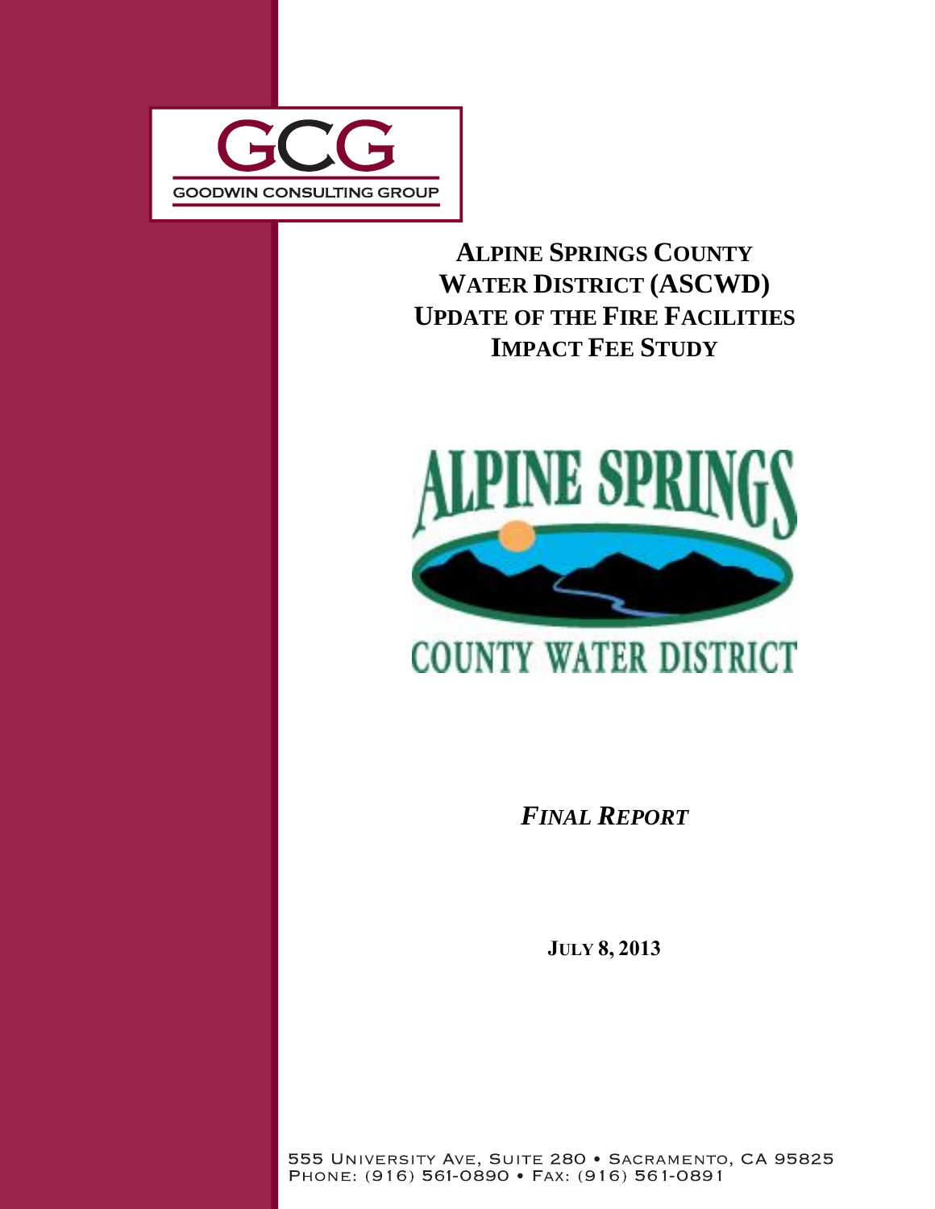GCG

GOODWIN CONSULTING GROUP

# ALPINE SPRINGS COUNTY WATER DISTRICT (ASCWD) UPDATE OF THE FIRE FACILITIES IMPACT FEE STUDY

ALPINE SPRINGS

COUNTY WATER DISTRICT

*FINAL REPORT*

**JULY 8, 2013**

555 UNIVERSITY AVE, SUITE 280 • SACRAMENTO, CA 95825
PHONE: (916) 561-0890 • FAX: (916) 561-0891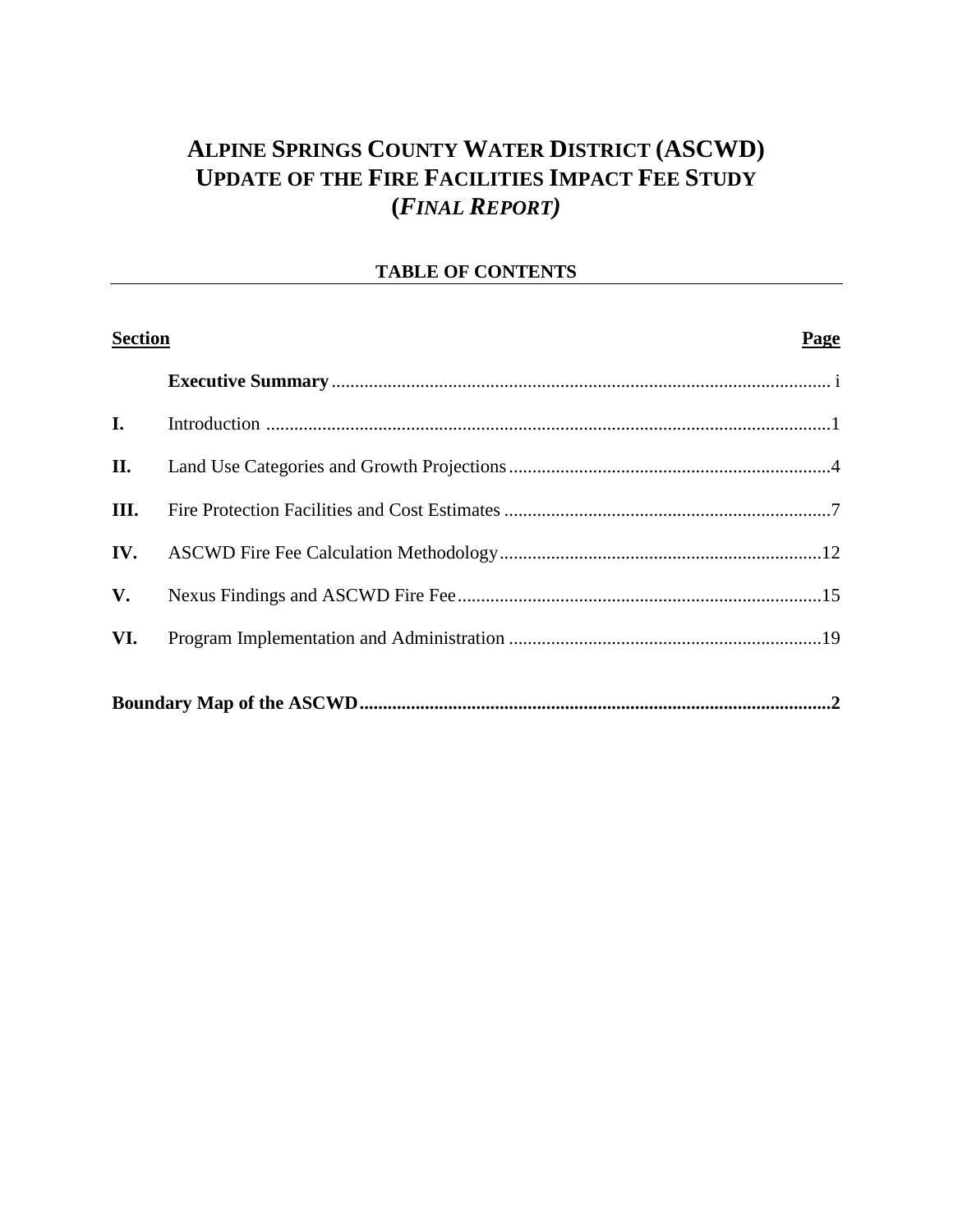# ALPINE SPRINGS COUNTY WATER DISTRICT (ASCWD)
# UPDATE OF THE FIRE FACILITIES IMPACT FEE STUDY
# (*FINAL REPORT*)

## TABLE OF CONTENTS

| Section | | Page |
|---|---|---|
| | **Executive Summary** | i |
| **I.** | Introduction | 1 |
| **II.** | Land Use Categories and Growth Projections | 4 |
| **III.** | Fire Protection Facilities and Cost Estimates | 7 |
| **IV.** | ASCWD Fire Fee Calculation Methodology | 12 |
| **V.** | Nexus Findings and ASCWD Fire Fee | 15 |
| **VI.** | Program Implementation and Administration | 19 |
| **Boundary Map of the ASCWD** | | **2** |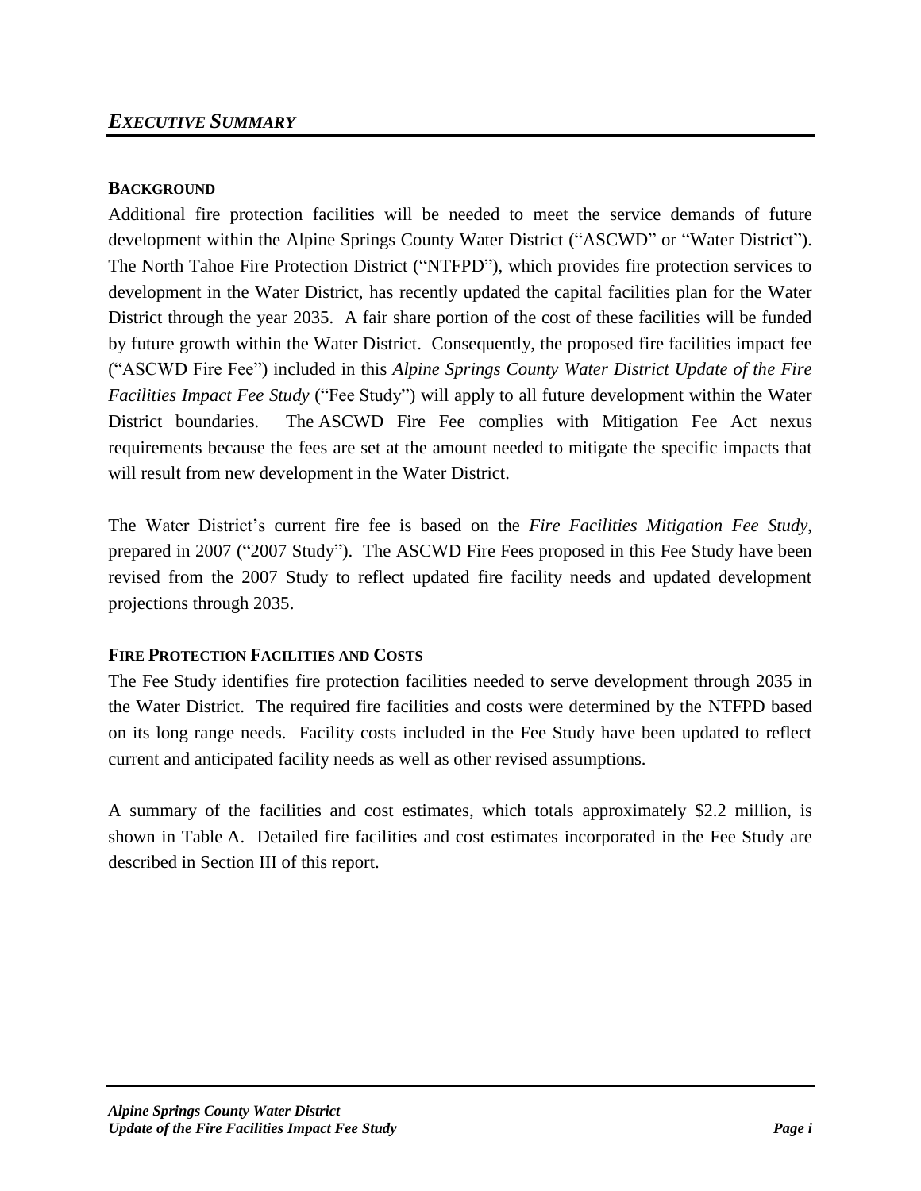## *EXECUTIVE SUMMARY*

### BACKGROUND

Additional fire protection facilities will be needed to meet the service demands of future development within the Alpine Springs County Water District ("ASCWD" or "Water District"). The North Tahoe Fire Protection District ("NTFPD"), which provides fire protection services to development in the Water District, has recently updated the capital facilities plan for the Water District through the year 2035. A fair share portion of the cost of these facilities will be funded by future growth within the Water District. Consequently, the proposed fire facilities impact fee ("ASCWD Fire Fee") included in this *Alpine Springs County Water District Update of the Fire Facilities Impact Fee Study* ("Fee Study") will apply to all future development within the Water District boundaries. The ASCWD Fire Fee complies with Mitigation Fee Act nexus requirements because the fees are set at the amount needed to mitigate the specific impacts that will result from new development in the Water District.

The Water District's current fire fee is based on the *Fire Facilities Mitigation Fee Study*, prepared in 2007 ("2007 Study"). The ASCWD Fire Fees proposed in this Fee Study have been revised from the 2007 Study to reflect updated fire facility needs and updated development projections through 2035.

### FIRE PROTECTION FACILITIES AND COSTS

The Fee Study identifies fire protection facilities needed to serve development through 2035 in the Water District. The required fire facilities and costs were determined by the NTFPD based on its long range needs. Facility costs included in the Fee Study have been updated to reflect current and anticipated facility needs as well as other revised assumptions.

A summary of the facilities and cost estimates, which totals approximately $2.2 million, is shown in Table A. Detailed fire facilities and cost estimates incorporated in the Fee Study are described in Section III of this report.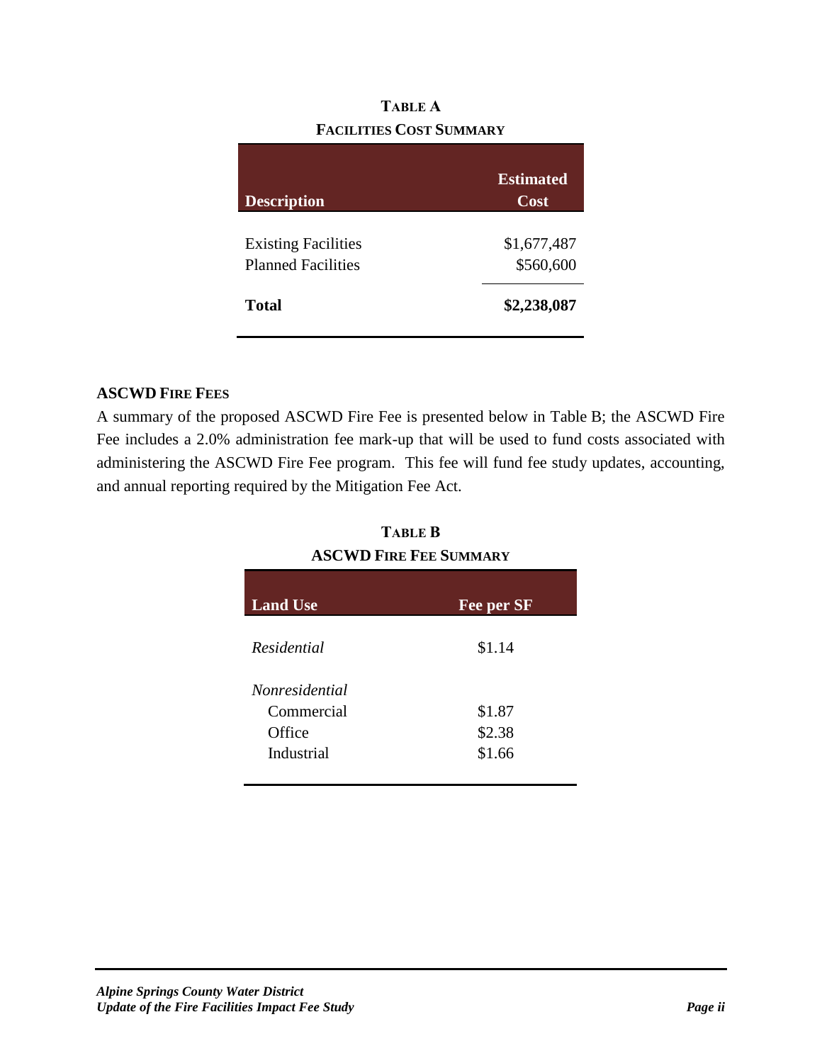**Table A**
**Facilities Cost Summary**

| Description | Estimated Cost |
|---|---|
| Existing Facilities | $1,677,487 |
| Planned Facilities | $560,600 |
| **Total** | **$2,238,087** |

### ASCWD Fire Fees

A summary of the proposed ASCWD Fire Fee is presented below in Table B; the ASCWD Fire Fee includes a 2.0% administration fee mark-up that will be used to fund costs associated with administering the ASCWD Fire Fee program. This fee will fund fee study updates, accounting, and annual reporting required by the Mitigation Fee Act.

**Table B**
**ASCWD Fire Fee Summary**

| Land Use | Fee per SF |
|---|---|
| *Residential* | $1.14 |
| *Nonresidential* | |
| Commercial | $1.87 |
| Office | $2.38 |
| Industrial | $1.66 |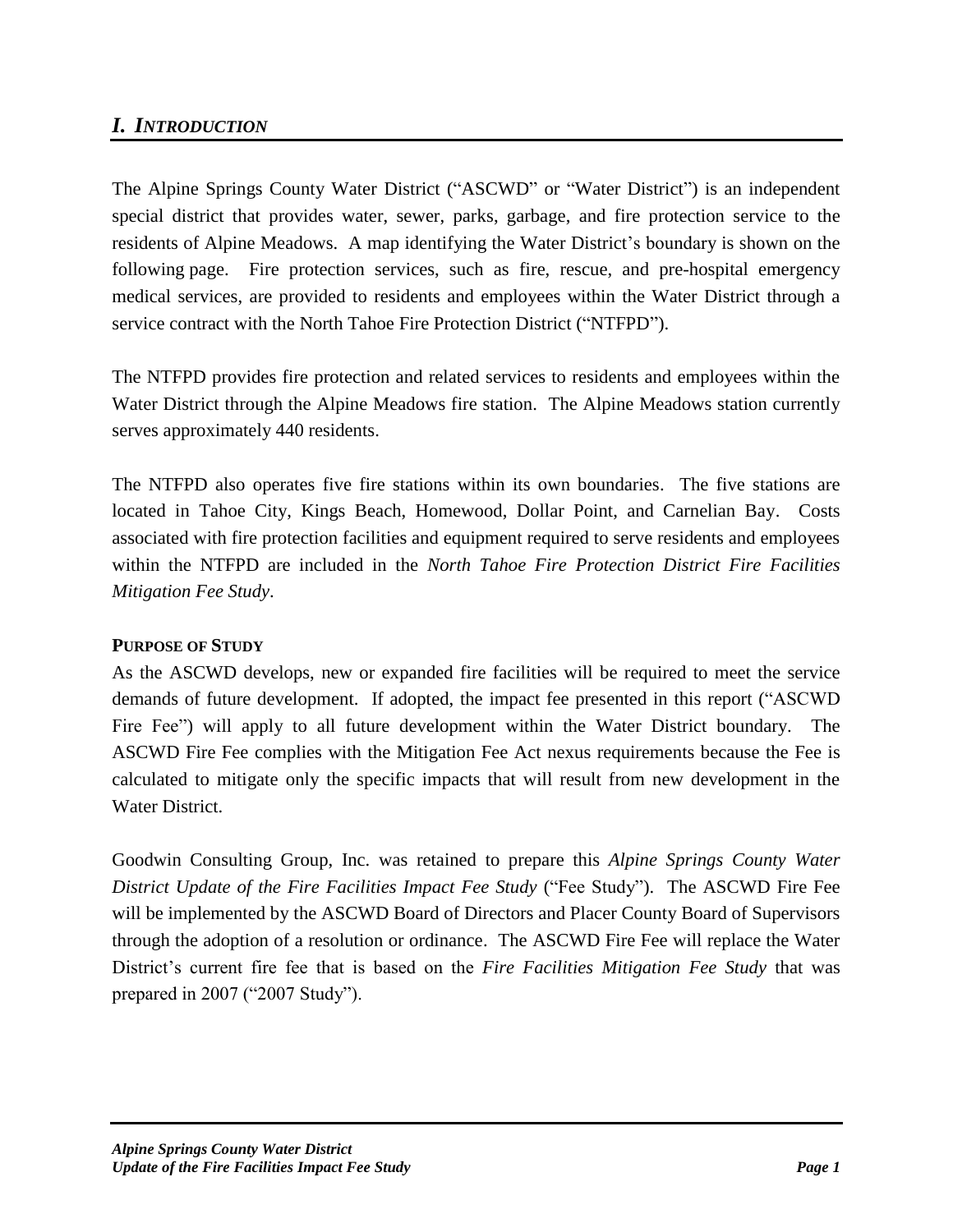# *I. INTRODUCTION*

The Alpine Springs County Water District ("ASCWD" or "Water District") is an independent special district that provides water, sewer, parks, garbage, and fire protection service to the residents of Alpine Meadows. A map identifying the Water District's boundary is shown on the following page. Fire protection services, such as fire, rescue, and pre-hospital emergency medical services, are provided to residents and employees within the Water District through a service contract with the North Tahoe Fire Protection District ("NTFPD").

The NTFPD provides fire protection and related services to residents and employees within the Water District through the Alpine Meadows fire station. The Alpine Meadows station currently serves approximately 440 residents.

The NTFPD also operates five fire stations within its own boundaries. The five stations are located in Tahoe City, Kings Beach, Homewood, Dollar Point, and Carnelian Bay. Costs associated with fire protection facilities and equipment required to serve residents and employees within the NTFPD are included in the *North Tahoe Fire Protection District Fire Facilities Mitigation Fee Study*.

**PURPOSE OF STUDY**

As the ASCWD develops, new or expanded fire facilities will be required to meet the service demands of future development. If adopted, the impact fee presented in this report ("ASCWD Fire Fee") will apply to all future development within the Water District boundary. The ASCWD Fire Fee complies with the Mitigation Fee Act nexus requirements because the Fee is calculated to mitigate only the specific impacts that will result from new development in the Water District.

Goodwin Consulting Group, Inc. was retained to prepare this *Alpine Springs County Water District Update of the Fire Facilities Impact Fee Study* ("Fee Study"). The ASCWD Fire Fee will be implemented by the ASCWD Board of Directors and Placer County Board of Supervisors through the adoption of a resolution or ordinance. The ASCWD Fire Fee will replace the Water District's current fire fee that is based on the *Fire Facilities Mitigation Fee Study* that was prepared in 2007 ("2007 Study").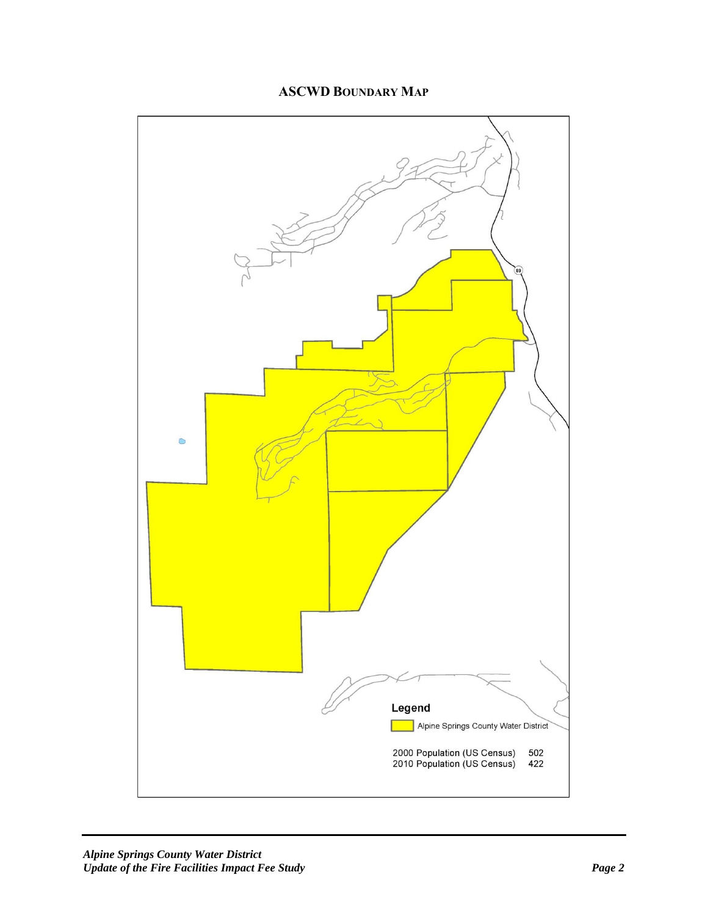## ASCWD Boundary Map

Legend

Alpine Springs County Water District

| | |
|---|---|
| 2000 Population (US Census) | 502 |
| 2010 Population (US Census) | 422 |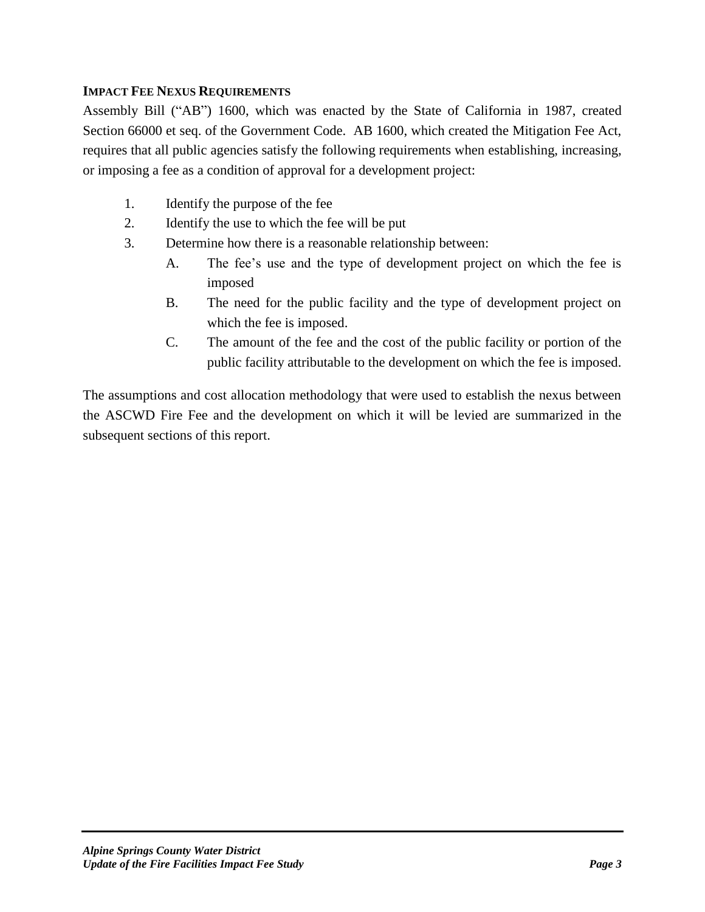### IMPACT FEE NEXUS REQUIREMENTS

Assembly Bill ("AB") 1600, which was enacted by the State of California in 1987, created Section 66000 et seq. of the Government Code. AB 1600, which created the Mitigation Fee Act, requires that all public agencies satisfy the following requirements when establishing, increasing, or imposing a fee as a condition of approval for a development project:

1. Identify the purpose of the fee
2. Identify the use to which the fee will be put
3. Determine how there is a reasonable relationship between:
   - A. The fee's use and the type of development project on which the fee is imposed
   - B. The need for the public facility and the type of development project on which the fee is imposed.
   - C. The amount of the fee and the cost of the public facility or portion of the public facility attributable to the development on which the fee is imposed.

The assumptions and cost allocation methodology that were used to establish the nexus between the ASCWD Fire Fee and the development on which it will be levied are summarized in the subsequent sections of this report.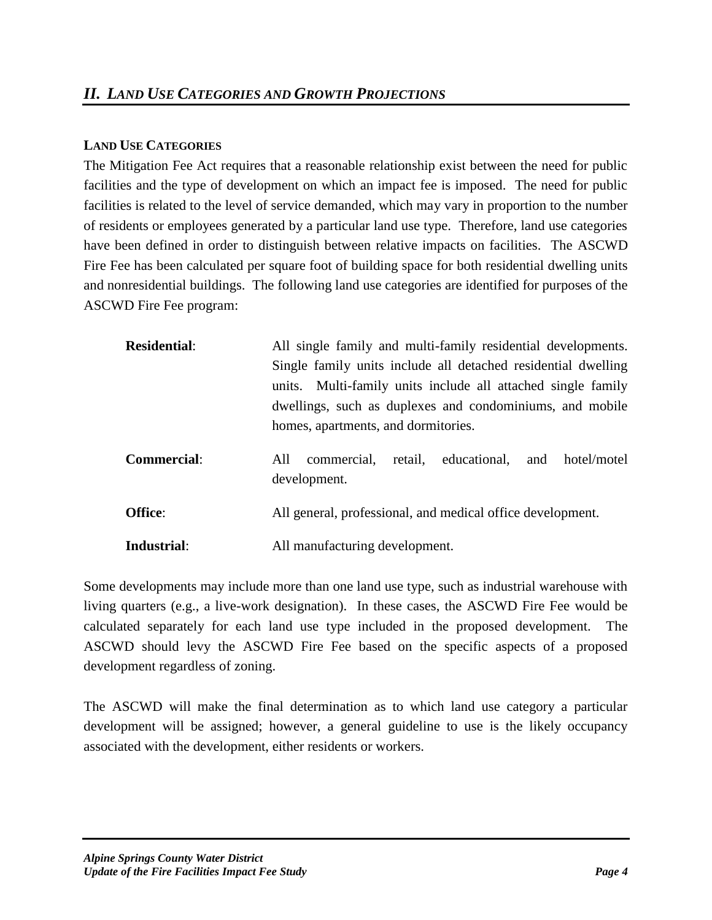## *II. LAND USE CATEGORIES AND GROWTH PROJECTIONS*

### LAND USE CATEGORIES

The Mitigation Fee Act requires that a reasonable relationship exist between the need for public facilities and the type of development on which an impact fee is imposed. The need for public facilities is related to the level of service demanded, which may vary in proportion to the number of residents or employees generated by a particular land use type. Therefore, land use categories have been defined in order to distinguish between relative impacts on facilities. The ASCWD Fire Fee has been calculated per square foot of building space for both residential dwelling units and nonresidential buildings. The following land use categories are identified for purposes of the ASCWD Fire Fee program:

**Residential**: All single family and multi-family residential developments. Single family units include all detached residential dwelling units. Multi-family units include all attached single family dwellings, such as duplexes and condominiums, and mobile homes, apartments, and dormitories.

**Commercial**: All commercial, retail, educational, and hotel/motel development.

**Office**: All general, professional, and medical office development.

**Industrial**: All manufacturing development.

Some developments may include more than one land use type, such as industrial warehouse with living quarters (e.g., a live-work designation). In these cases, the ASCWD Fire Fee would be calculated separately for each land use type included in the proposed development. The ASCWD should levy the ASCWD Fire Fee based on the specific aspects of a proposed development regardless of zoning.

The ASCWD will make the final determination as to which land use category a particular development will be assigned; however, a general guideline to use is the likely occupancy associated with the development, either residents or workers.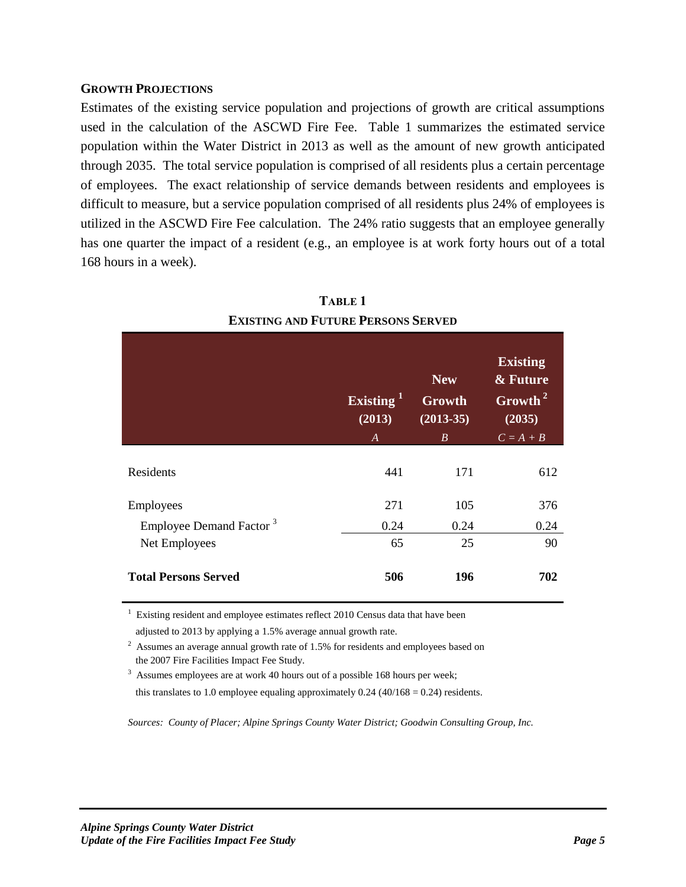## GROWTH PROJECTIONS

Estimates of the existing service population and projections of growth are critical assumptions used in the calculation of the ASCWD Fire Fee. Table 1 summarizes the estimated service population within the Water District in 2013 as well as the amount of new growth anticipated through 2035. The total service population is comprised of all residents plus a certain percentage of employees. The exact relationship of service demands between residents and employees is difficult to measure, but a service population comprised of all residents plus 24% of employees is utilized in the ASCWD Fire Fee calculation. The 24% ratio suggests that an employee generally has one quarter the impact of a resident (e.g., an employee is at work forty hours out of a total 168 hours in a week).

**TABLE 1**
**EXISTING AND FUTURE PERSONS SERVED**

| | Existing [1] (2013) *A* | New Growth (2013-35) *B* | Existing & Future Growth [2] (2035) *C = A + B* |
|---|---|---|---|
| Residents | 441 | 171 | 612 |
| Employees | 271 | 105 | 376 |
| Employee Demand Factor [3] | 0.24 | 0.24 | 0.24 |
| Net Employees | 65 | 25 | 90 |
| **Total Persons Served** | **506** | **196** | **702** |

[1] Existing resident and employee estimates reflect 2010 Census data that have been adjusted to 2013 by applying a 1.5% average annual growth rate.

[2] Assumes an average annual growth rate of 1.5% for residents and employees based on the 2007 Fire Facilities Impact Fee Study.

[3] Assumes employees are at work 40 hours out of a possible 168 hours per week; this translates to 1.0 employee equaling approximately 0.24 (40/168 = 0.24) residents.

*Sources: County of Placer; Alpine Springs County Water District; Goodwin Consulting Group, Inc.*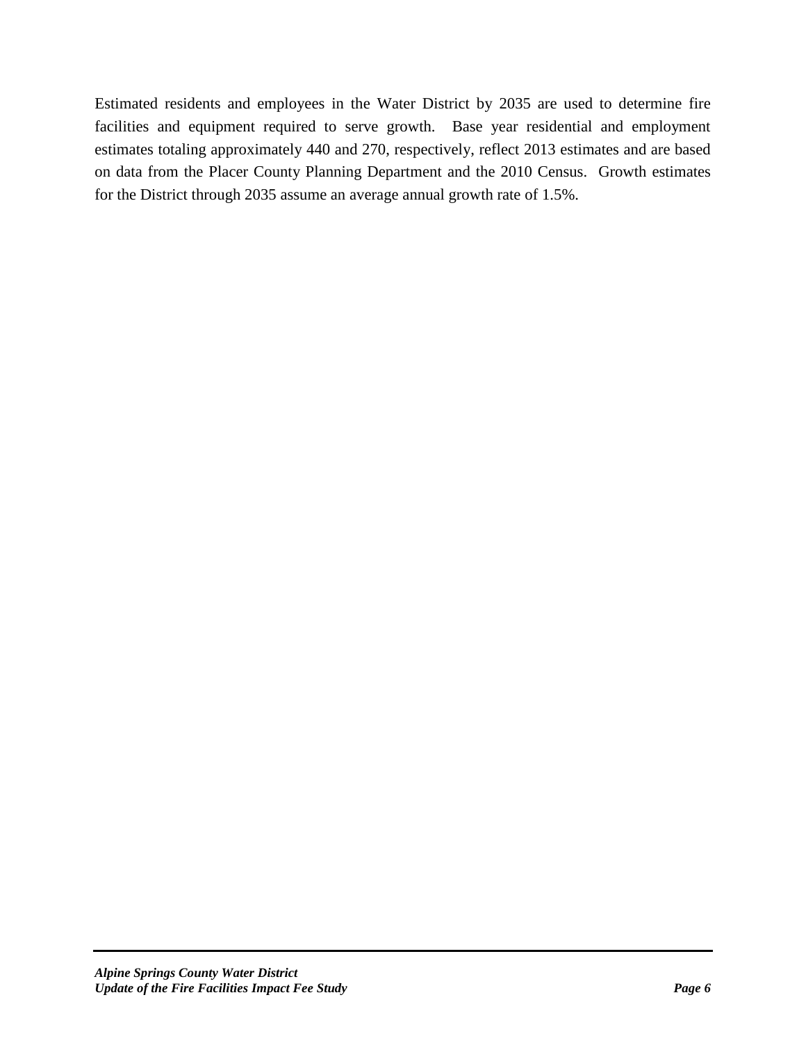Estimated residents and employees in the Water District by 2035 are used to determine fire facilities and equipment required to serve growth. Base year residential and employment estimates totaling approximately 440 and 270, respectively, reflect 2013 estimates and are based on data from the Placer County Planning Department and the 2010 Census. Growth estimates for the District through 2035 assume an average annual growth rate of 1.5%.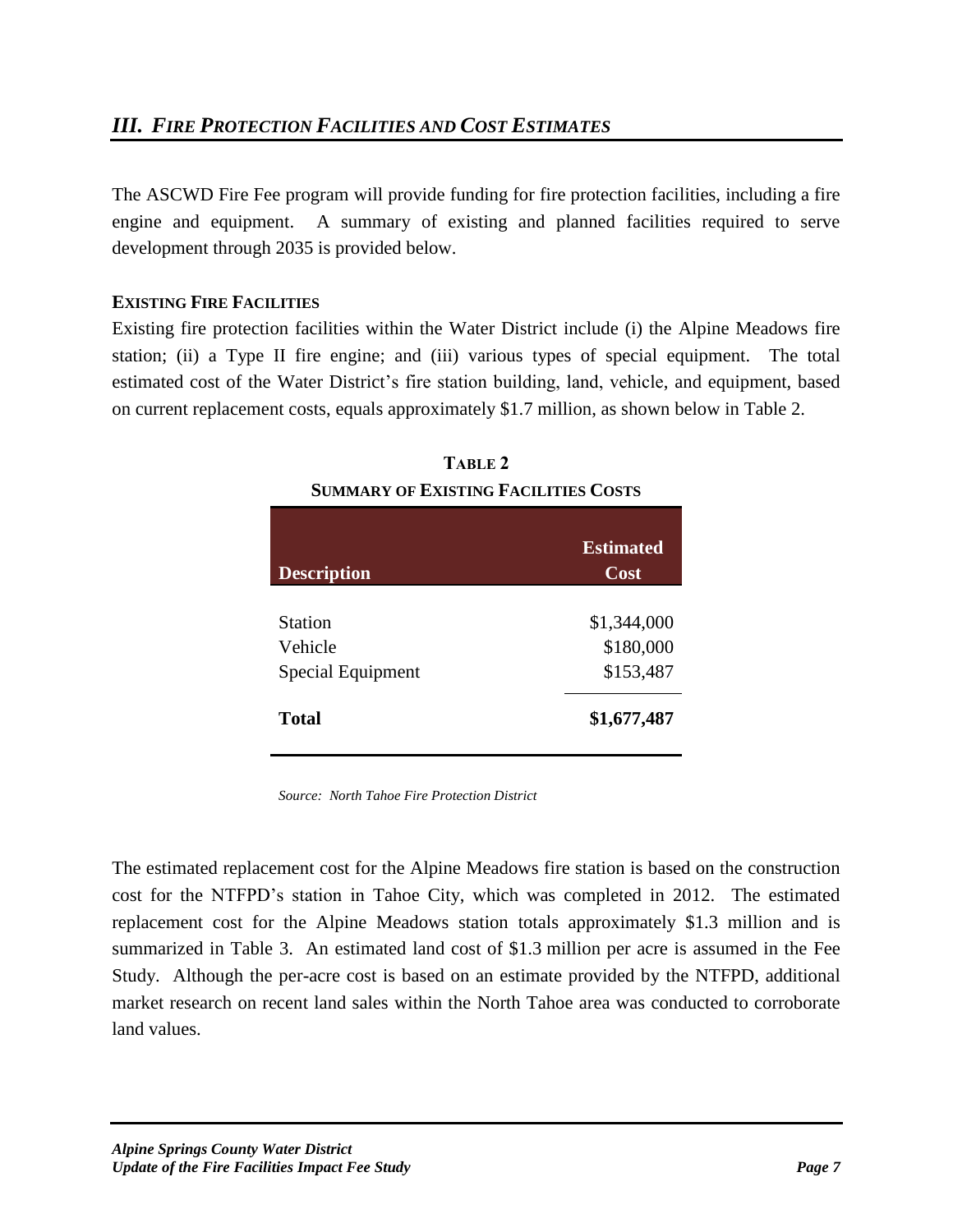## *III. FIRE PROTECTION FACILITIES AND COST ESTIMATES*

The ASCWD Fire Fee program will provide funding for fire protection facilities, including a fire engine and equipment. A summary of existing and planned facilities required to serve development through 2035 is provided below.

**EXISTING FIRE FACILITIES**

Existing fire protection facilities within the Water District include (i) the Alpine Meadows fire station; (ii) a Type II fire engine; and (iii) various types of special equipment. The total estimated cost of the Water District's fire station building, land, vehicle, and equipment, based on current replacement costs, equals approximately $1.7 million, as shown below in Table 2.

**TABLE 2**
**SUMMARY OF EXISTING FACILITIES COSTS**

| Description | Estimated Cost |
|---|---|
| Station | $1,344,000 |
| Vehicle | $180,000 |
| Special Equipment | $153,487 |
| **Total** | **$1,677,487** |

*Source: North Tahoe Fire Protection District*

The estimated replacement cost for the Alpine Meadows fire station is based on the construction cost for the NTFPD's station in Tahoe City, which was completed in 2012. The estimated replacement cost for the Alpine Meadows station totals approximately $1.3 million and is summarized in Table 3. An estimated land cost of $1.3 million per acre is assumed in the Fee Study. Although the per-acre cost is based on an estimate provided by the NTFPD, additional market research on recent land sales within the North Tahoe area was conducted to corroborate land values.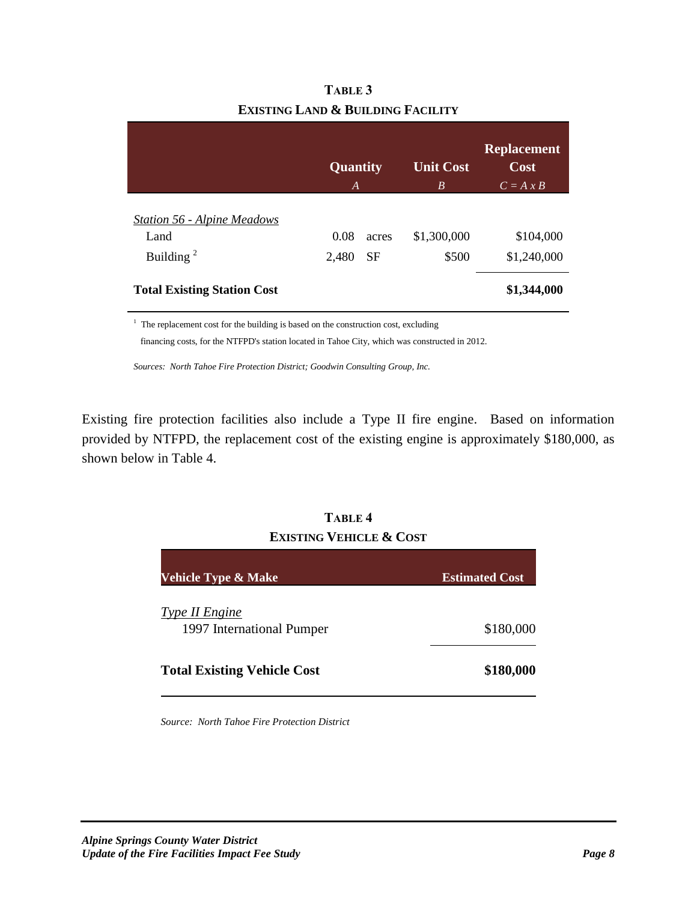**TABLE 3**
**EXISTING LAND & BUILDING FACILITY**

| | Quantity *A* | | Unit Cost *B* | Replacement Cost *C = A x B* |
|---|---|---|---|---|
| *Station 56 - Alpine Meadows* | | | | |
| Land | 0.08 | acres | $1,300,000 | $104,000 |
| Building [2] | 2,480 | SF | $500 | $1,240,000 |
| **Total Existing Station Cost** | | | | **$1,344,000** |

[1] The replacement cost for the building is based on the construction cost, excluding financing costs, for the NTFPD's station located in Tahoe City, which was constructed in 2012.

*Sources: North Tahoe Fire Protection District; Goodwin Consulting Group, Inc.*

Existing fire protection facilities also include a Type II fire engine. Based on information provided by NTFPD, the replacement cost of the existing engine is approximately $180,000, as shown below in Table 4.

**TABLE 4**
**EXISTING VEHICLE & COST**

| Vehicle Type & Make | Estimated Cost |
|---|---|
| *Type II Engine* | |
| 1997 International Pumper | $180,000 |
| **Total Existing Vehicle Cost** | **$180,000** |

*Source: North Tahoe Fire Protection District*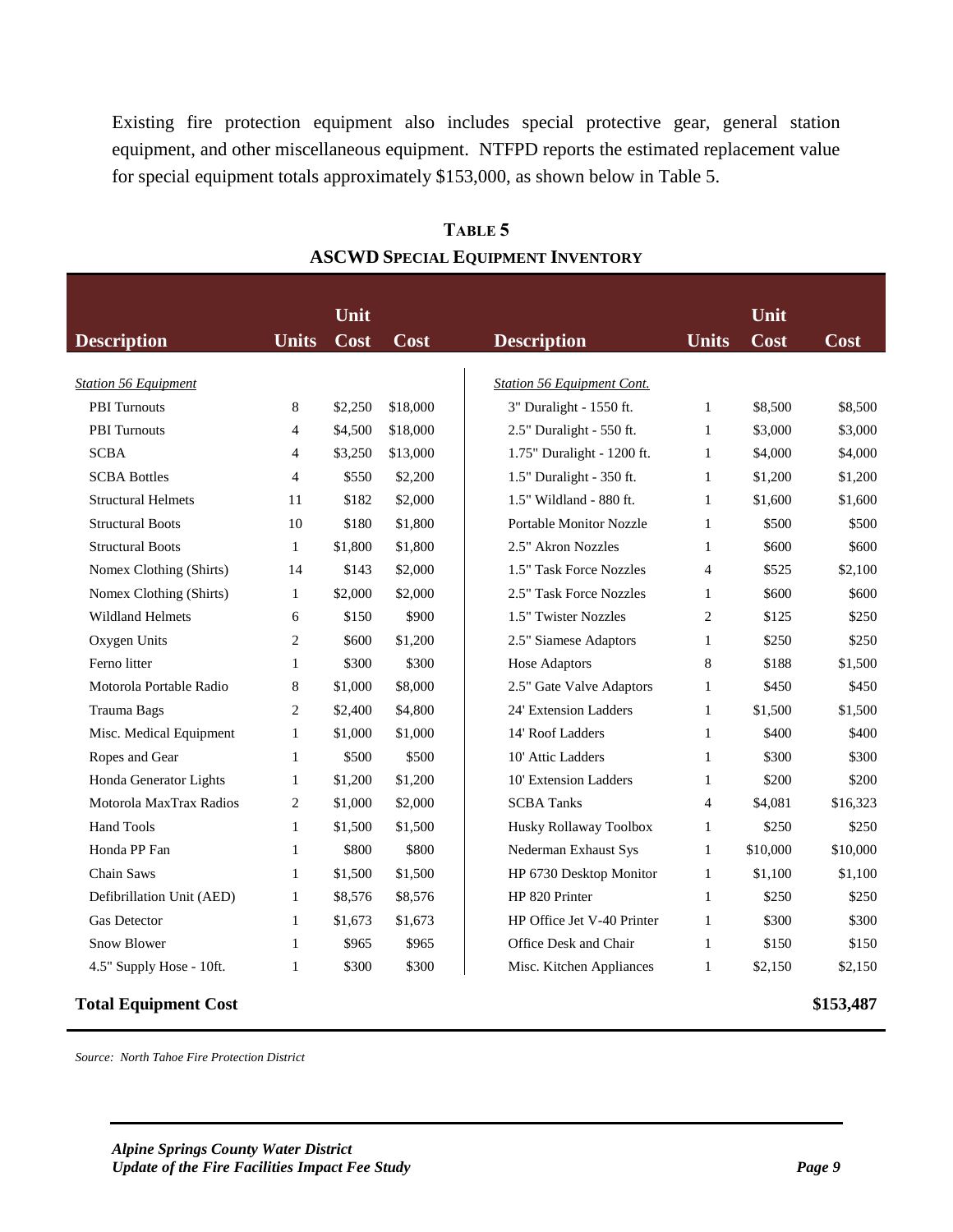Existing fire protection equipment also includes special protective gear, general station equipment, and other miscellaneous equipment. NTFPD reports the estimated replacement value for special equipment totals approximately $153,000, as shown below in Table 5.

**TABLE 5**
**ASCWD SPECIAL EQUIPMENT INVENTORY**

| Description | Units | Unit Cost | Cost | Description | Units | Unit Cost | Cost |
|---|---|---|---|---|---|---|---|
| *Station 56 Equipment* | | | | *Station 56 Equipment Cont.* | | | |
| PBI Turnouts | 8 | $2,250 | $18,000 | 3" Duralight - 1550 ft. | 1 | $8,500 | $8,500 |
| PBI Turnouts | 4 | $4,500 | $18,000 | 2.5" Duralight - 550 ft. | 1 | $3,000 | $3,000 |
| SCBA | 4 | $3,250 | $13,000 | 1.75" Duralight - 1200 ft. | 1 | $4,000 | $4,000 |
| SCBA Bottles | 4 | $550 | $2,200 | 1.5" Duralight - 350 ft. | 1 | $1,200 | $1,200 |
| Structural Helmets | 11 | $182 | $2,000 | 1.5" Wildland - 880 ft. | 1 | $1,600 | $1,600 |
| Structural Boots | 10 | $180 | $1,800 | Portable Monitor Nozzle | 1 | $500 | $500 |
| Structural Boots | 1 | $1,800 | $1,800 | 2.5" Akron Nozzles | 1 | $600 | $600 |
| Nomex Clothing (Shirts) | 14 | $143 | $2,000 | 1.5" Task Force Nozzles | 4 | $525 | $2,100 |
| Nomex Clothing (Shirts) | 1 | $2,000 | $2,000 | 2.5" Task Force Nozzles | 1 | $600 | $600 |
| Wildland Helmets | 6 | $150 | $900 | 1.5" Twister Nozzles | 2 | $125 | $250 |
| Oxygen Units | 2 | $600 | $1,200 | 2.5" Siamese Adaptors | 1 | $250 | $250 |
| Ferno litter | 1 | $300 | $300 | Hose Adaptors | 8 | $188 | $1,500 |
| Motorola Portable Radio | 8 | $1,000 | $8,000 | 2.5" Gate Valve Adaptors | 1 | $450 | $450 |
| Trauma Bags | 2 | $2,400 | $4,800 | 24' Extension Ladders | 1 | $1,500 | $1,500 |
| Misc. Medical Equipment | 1 | $1,000 | $1,000 | 14' Roof Ladders | 1 | $400 | $400 |
| Ropes and Gear | 1 | $500 | $500 | 10' Attic Ladders | 1 | $300 | $300 |
| Honda Generator Lights | 1 | $1,200 | $1,200 | 10' Extension Ladders | 1 | $200 | $200 |
| Motorola MaxTrax Radios | 2 | $1,000 | $2,000 | SCBA Tanks | 4 | $4,081 | $16,323 |
| Hand Tools | 1 | $1,500 | $1,500 | Husky Rollaway Toolbox | 1 | $250 | $250 |
| Honda PP Fan | 1 | $800 | $800 | Nederman Exhaust Sys | 1 | $10,000 | $10,000 |
| Chain Saws | 1 | $1,500 | $1,500 | HP 6730 Desktop Monitor | 1 | $1,100 | $1,100 |
| Defibrillation Unit (AED) | 1 | $8,576 | $8,576 | HP 820 Printer | 1 | $250 | $250 |
| Gas Detector | 1 | $1,673 | $1,673 | HP Office Jet V-40 Printer | 1 | $300 | $300 |
| Snow Blower | 1 | $965 | $965 | Office Desk and Chair | 1 | $150 | $150 |
| 4.5" Supply Hose - 10ft. | 1 | $300 | $300 | Misc. Kitchen Appliances | 1 | $2,150 | $2,150 |
| **Total Equipment Cost** | | | | | | | **$153,487** |

*Source: North Tahoe Fire Protection District*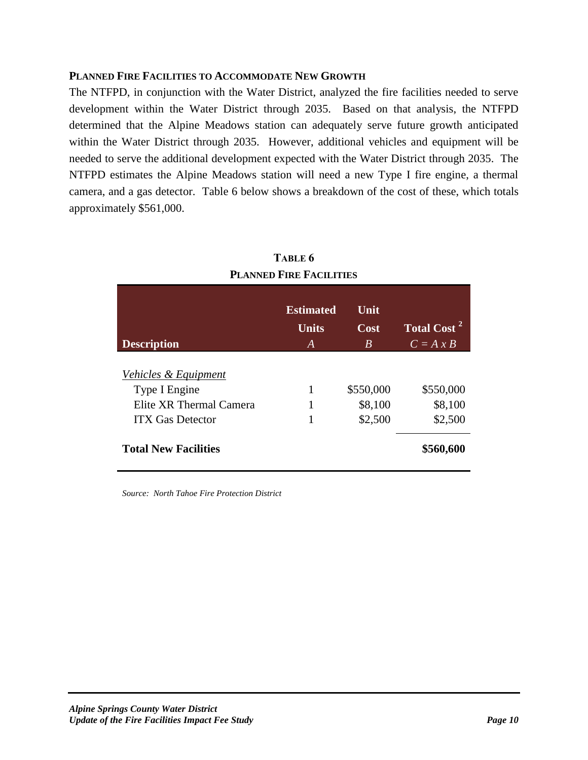### PLANNED FIRE FACILITIES TO ACCOMMODATE NEW GROWTH

The NTFPD, in conjunction with the Water District, analyzed the fire facilities needed to serve development within the Water District through 2035. Based on that analysis, the NTFPD determined that the Alpine Meadows station can adequately serve future growth anticipated within the Water District through 2035. However, additional vehicles and equipment will be needed to serve the additional development expected with the Water District through 2035. The NTFPD estimates the Alpine Meadows station will need a new Type I fire engine, a thermal camera, and a gas detector. Table 6 below shows a breakdown of the cost of these, which totals approximately $561,000.

**TABLE 6**
**PLANNED FIRE FACILITIES**

| Description | Estimated Units *A* | Unit Cost *B* | Total Cost [2] *C = A x B* |
|---|---|---|---|
| *Vehicles & Equipment* | | | |
| Type I Engine | 1 | $550,000 | $550,000 |
| Elite XR Thermal Camera | 1 | $8,100 | $8,100 |
| ITX Gas Detector | 1 | $2,500 | $2,500 |
| **Total New Facilities** | | | **$560,600** |

*Source: North Tahoe Fire Protection District*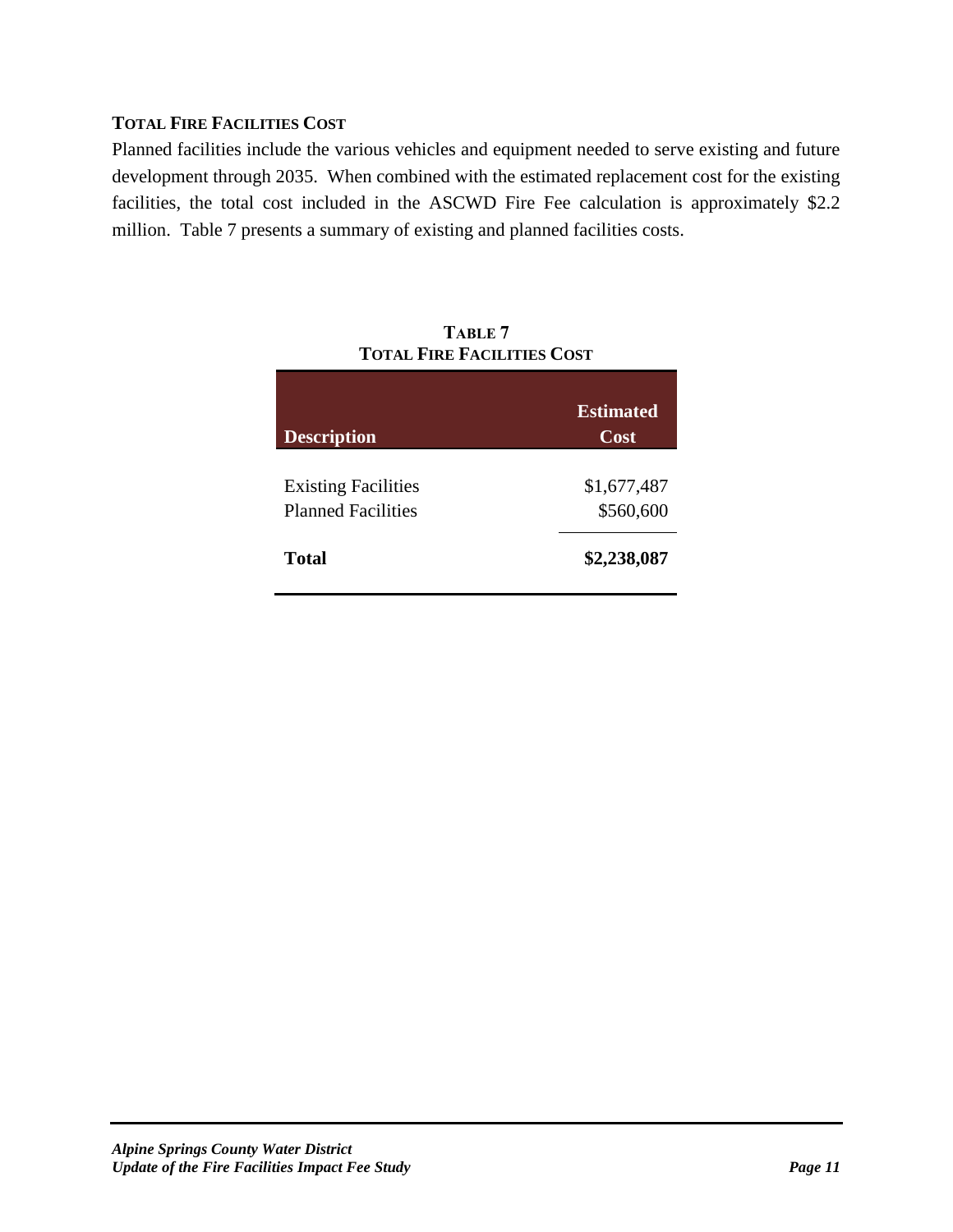### TOTAL FIRE FACILITIES COST

Planned facilities include the various vehicles and equipment needed to serve existing and future development through 2035. When combined with the estimated replacement cost for the existing facilities, the total cost included in the ASCWD Fire Fee calculation is approximately $2.2 million. Table 7 presents a summary of existing and planned facilities costs.

**TABLE 7**
**TOTAL FIRE FACILITIES COST**

| Description | Estimated Cost |
|---|---|
| Existing Facilities | $1,677,487 |
| Planned Facilities | $560,600 |
| **Total** | **$2,238,087** |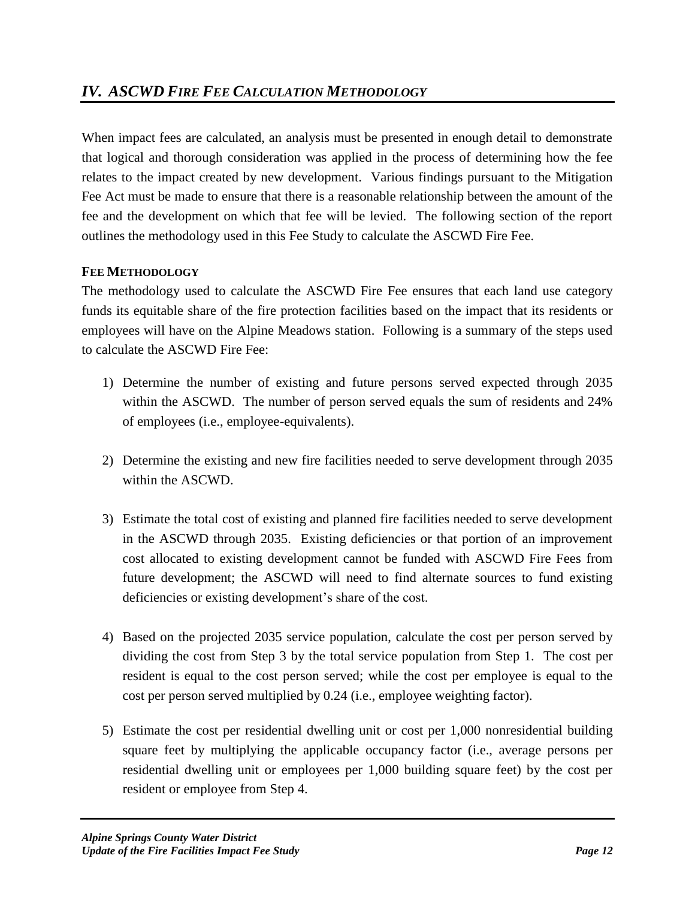## *IV. ASCWD FIRE FEE CALCULATION METHODOLOGY*

When impact fees are calculated, an analysis must be presented in enough detail to demonstrate that logical and thorough consideration was applied in the process of determining how the fee relates to the impact created by new development. Various findings pursuant to the Mitigation Fee Act must be made to ensure that there is a reasonable relationship between the amount of the fee and the development on which that fee will be levied. The following section of the report outlines the methodology used in this Fee Study to calculate the ASCWD Fire Fee.

### FEE METHODOLOGY

The methodology used to calculate the ASCWD Fire Fee ensures that each land use category funds its equitable share of the fire protection facilities based on the impact that its residents or employees will have on the Alpine Meadows station. Following is a summary of the steps used to calculate the ASCWD Fire Fee:

1) Determine the number of existing and future persons served expected through 2035 within the ASCWD. The number of person served equals the sum of residents and 24% of employees (i.e., employee-equivalents).

2) Determine the existing and new fire facilities needed to serve development through 2035 within the ASCWD.

3) Estimate the total cost of existing and planned fire facilities needed to serve development in the ASCWD through 2035. Existing deficiencies or that portion of an improvement cost allocated to existing development cannot be funded with ASCWD Fire Fees from future development; the ASCWD will need to find alternate sources to fund existing deficiencies or existing development's share of the cost.

4) Based on the projected 2035 service population, calculate the cost per person served by dividing the cost from Step 3 by the total service population from Step 1. The cost per resident is equal to the cost person served; while the cost per employee is equal to the cost per person served multiplied by 0.24 (i.e., employee weighting factor).

5) Estimate the cost per residential dwelling unit or cost per 1,000 nonresidential building square feet by multiplying the applicable occupancy factor (i.e., average persons per residential dwelling unit or employees per 1,000 building square feet) by the cost per resident or employee from Step 4.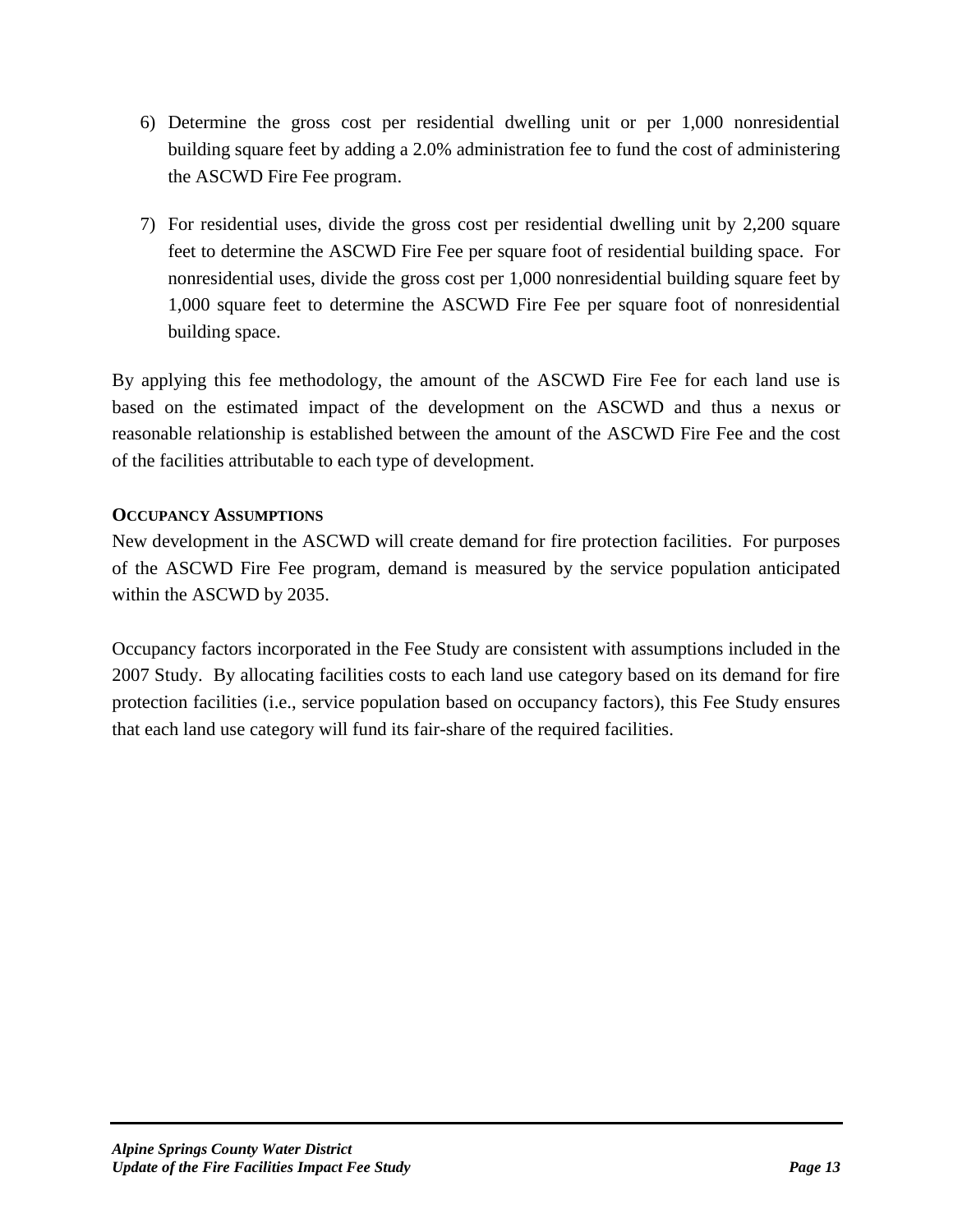6) Determine the gross cost per residential dwelling unit or per 1,000 nonresidential building square feet by adding a 2.0% administration fee to fund the cost of administering the ASCWD Fire Fee program.

7) For residential uses, divide the gross cost per residential dwelling unit by 2,200 square feet to determine the ASCWD Fire Fee per square foot of residential building space. For nonresidential uses, divide the gross cost per 1,000 nonresidential building square feet by 1,000 square feet to determine the ASCWD Fire Fee per square foot of nonresidential building space.

By applying this fee methodology, the amount of the ASCWD Fire Fee for each land use is based on the estimated impact of the development on the ASCWD and thus a nexus or reasonable relationship is established between the amount of the ASCWD Fire Fee and the cost of the facilities attributable to each type of development.

### OCCUPANCY ASSUMPTIONS

New development in the ASCWD will create demand for fire protection facilities. For purposes of the ASCWD Fire Fee program, demand is measured by the service population anticipated within the ASCWD by 2035.

Occupancy factors incorporated in the Fee Study are consistent with assumptions included in the 2007 Study. By allocating facilities costs to each land use category based on its demand for fire protection facilities (i.e., service population based on occupancy factors), this Fee Study ensures that each land use category will fund its fair-share of the required facilities.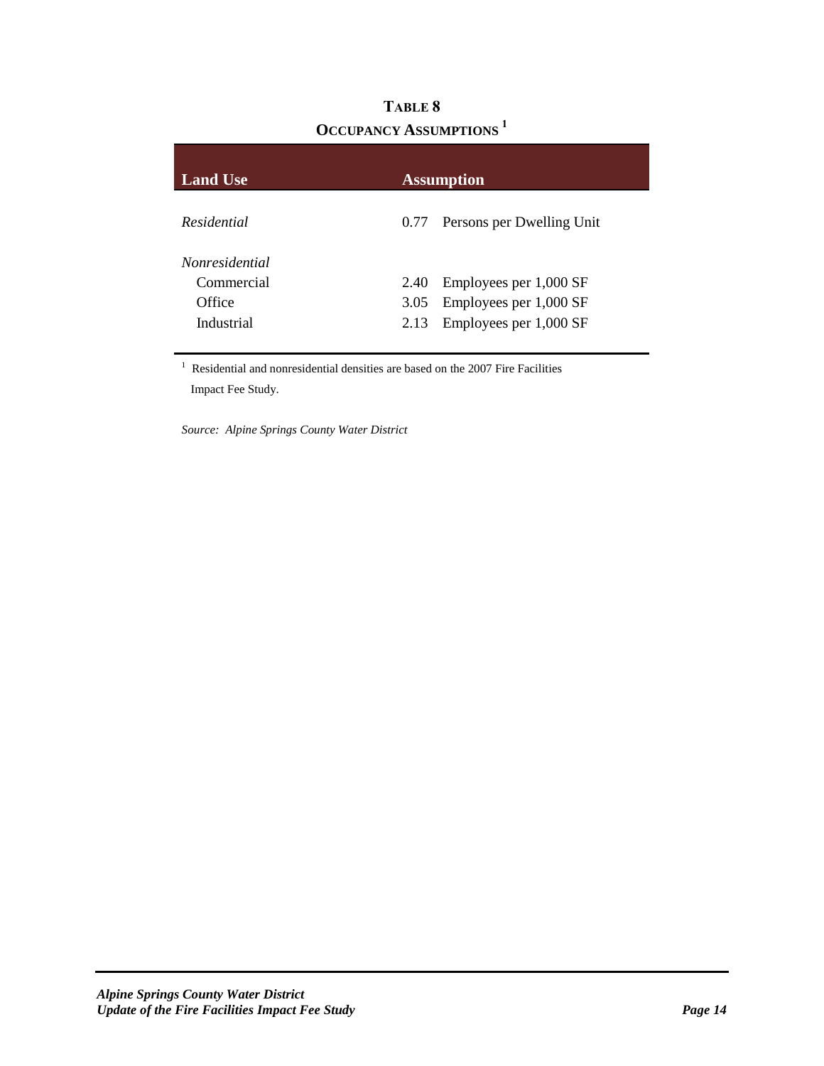**TABLE 8**
**OCCUPANCY ASSUMPTIONS [1]**

| Land Use | Assumption | |
|---|---|---|
| *Residential* | 0.77 | Persons per Dwelling Unit |
| *Nonresidential* | | |
| Commercial | 2.40 | Employees per 1,000 SF |
| Office | 3.05 | Employees per 1,000 SF |
| Industrial | 2.13 | Employees per 1,000 SF |

[1] Residential and nonresidential densities are based on the 2007 Fire Facilities Impact Fee Study.

*Source: Alpine Springs County Water District*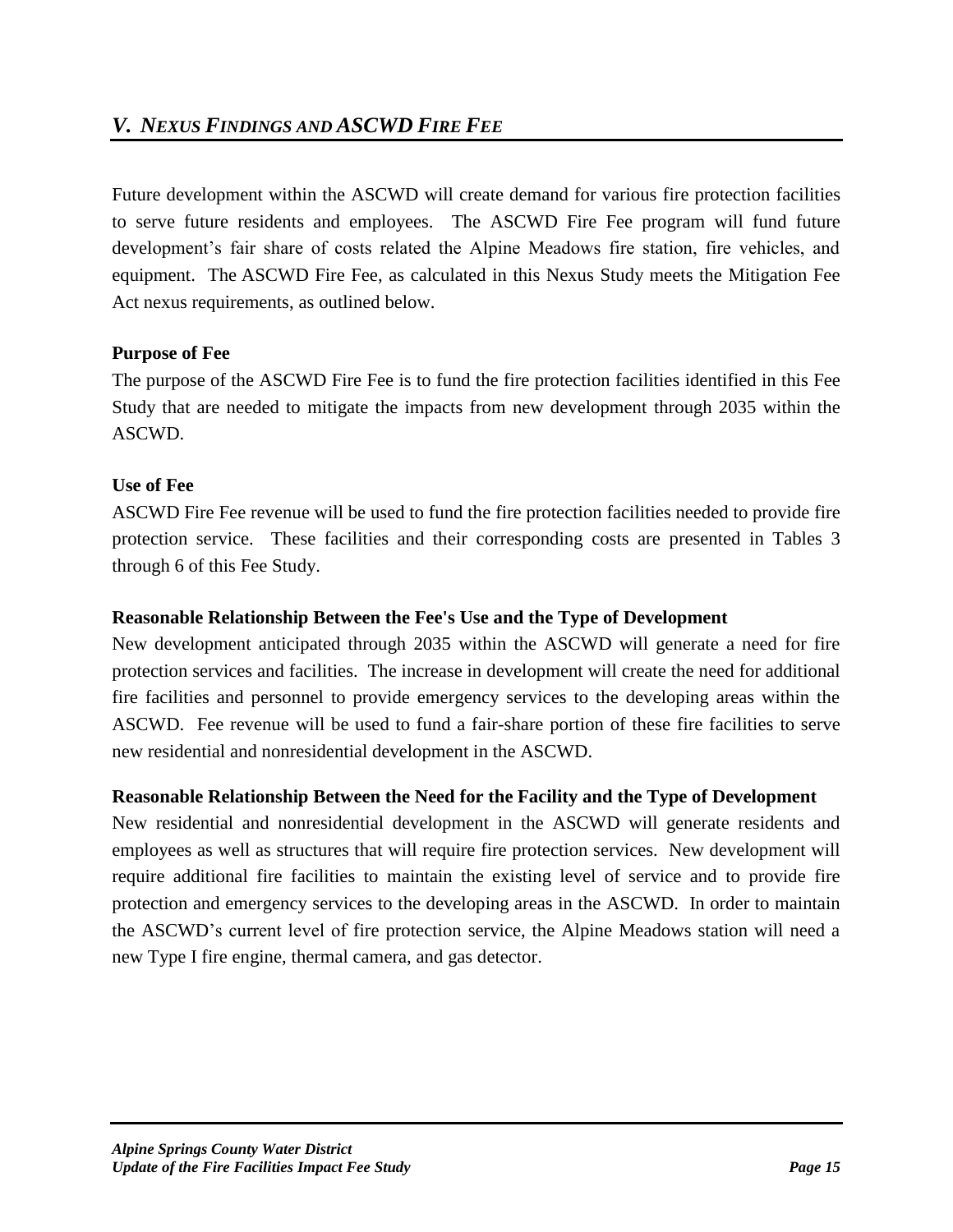## *V. NEXUS FINDINGS AND ASCWD FIRE FEE*

Future development within the ASCWD will create demand for various fire protection facilities to serve future residents and employees. The ASCWD Fire Fee program will fund future development's fair share of costs related the Alpine Meadows fire station, fire vehicles, and equipment. The ASCWD Fire Fee, as calculated in this Nexus Study meets the Mitigation Fee Act nexus requirements, as outlined below.

**Purpose of Fee**

The purpose of the ASCWD Fire Fee is to fund the fire protection facilities identified in this Fee Study that are needed to mitigate the impacts from new development through 2035 within the ASCWD.

**Use of Fee**

ASCWD Fire Fee revenue will be used to fund the fire protection facilities needed to provide fire protection service. These facilities and their corresponding costs are presented in Tables 3 through 6 of this Fee Study.

**Reasonable Relationship Between the Fee's Use and the Type of Development**

New development anticipated through 2035 within the ASCWD will generate a need for fire protection services and facilities. The increase in development will create the need for additional fire facilities and personnel to provide emergency services to the developing areas within the ASCWD. Fee revenue will be used to fund a fair-share portion of these fire facilities to serve new residential and nonresidential development in the ASCWD.

**Reasonable Relationship Between the Need for the Facility and the Type of Development**

New residential and nonresidential development in the ASCWD will generate residents and employees as well as structures that will require fire protection services. New development will require additional fire facilities to maintain the existing level of service and to provide fire protection and emergency services to the developing areas in the ASCWD. In order to maintain the ASCWD's current level of fire protection service, the Alpine Meadows station will need a new Type I fire engine, thermal camera, and gas detector.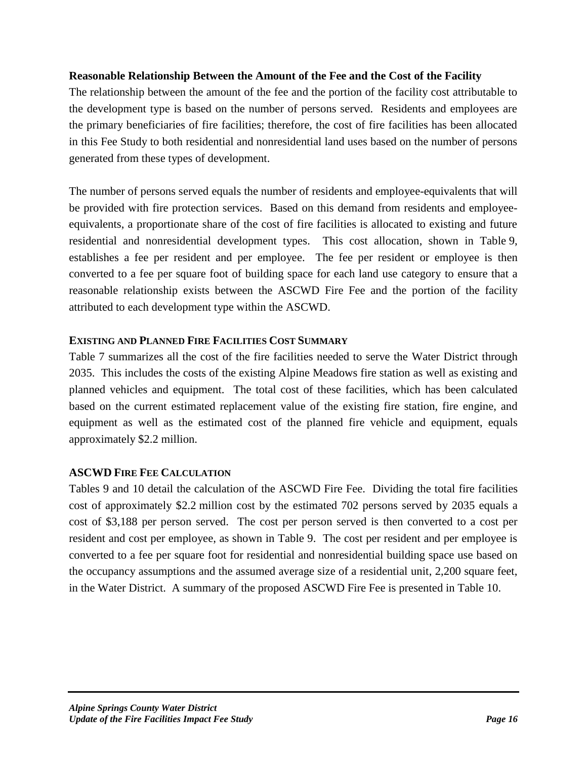**Reasonable Relationship Between the Amount of the Fee and the Cost of the Facility**

The relationship between the amount of the fee and the portion of the facility cost attributable to the development type is based on the number of persons served. Residents and employees are the primary beneficiaries of fire facilities; therefore, the cost of fire facilities has been allocated in this Fee Study to both residential and nonresidential land uses based on the number of persons generated from these types of development.

The number of persons served equals the number of residents and employee-equivalents that will be provided with fire protection services. Based on this demand from residents and employee-equivalents, a proportionate share of the cost of fire facilities is allocated to existing and future residential and nonresidential development types. This cost allocation, shown in Table 9, establishes a fee per resident and per employee. The fee per resident or employee is then converted to a fee per square foot of building space for each land use category to ensure that a reasonable relationship exists between the ASCWD Fire Fee and the portion of the facility attributed to each development type within the ASCWD.

## Existing and Planned Fire Facilities Cost Summary

Table 7 summarizes all the cost of the fire facilities needed to serve the Water District through 2035. This includes the costs of the existing Alpine Meadows fire station as well as existing and planned vehicles and equipment. The total cost of these facilities, which has been calculated based on the current estimated replacement value of the existing fire station, fire engine, and equipment as well as the estimated cost of the planned fire vehicle and equipment, equals approximately $2.2 million.

## ASCWD Fire Fee Calculation

Tables 9 and 10 detail the calculation of the ASCWD Fire Fee. Dividing the total fire facilities cost of approximately $2.2 million cost by the estimated 702 persons served by 2035 equals a cost of $3,188 per person served. The cost per person served is then converted to a cost per resident and cost per employee, as shown in Table 9. The cost per resident and per employee is converted to a fee per square foot for residential and nonresidential building space use based on the occupancy assumptions and the assumed average size of a residential unit, 2,200 square feet, in the Water District. A summary of the proposed ASCWD Fire Fee is presented in Table 10.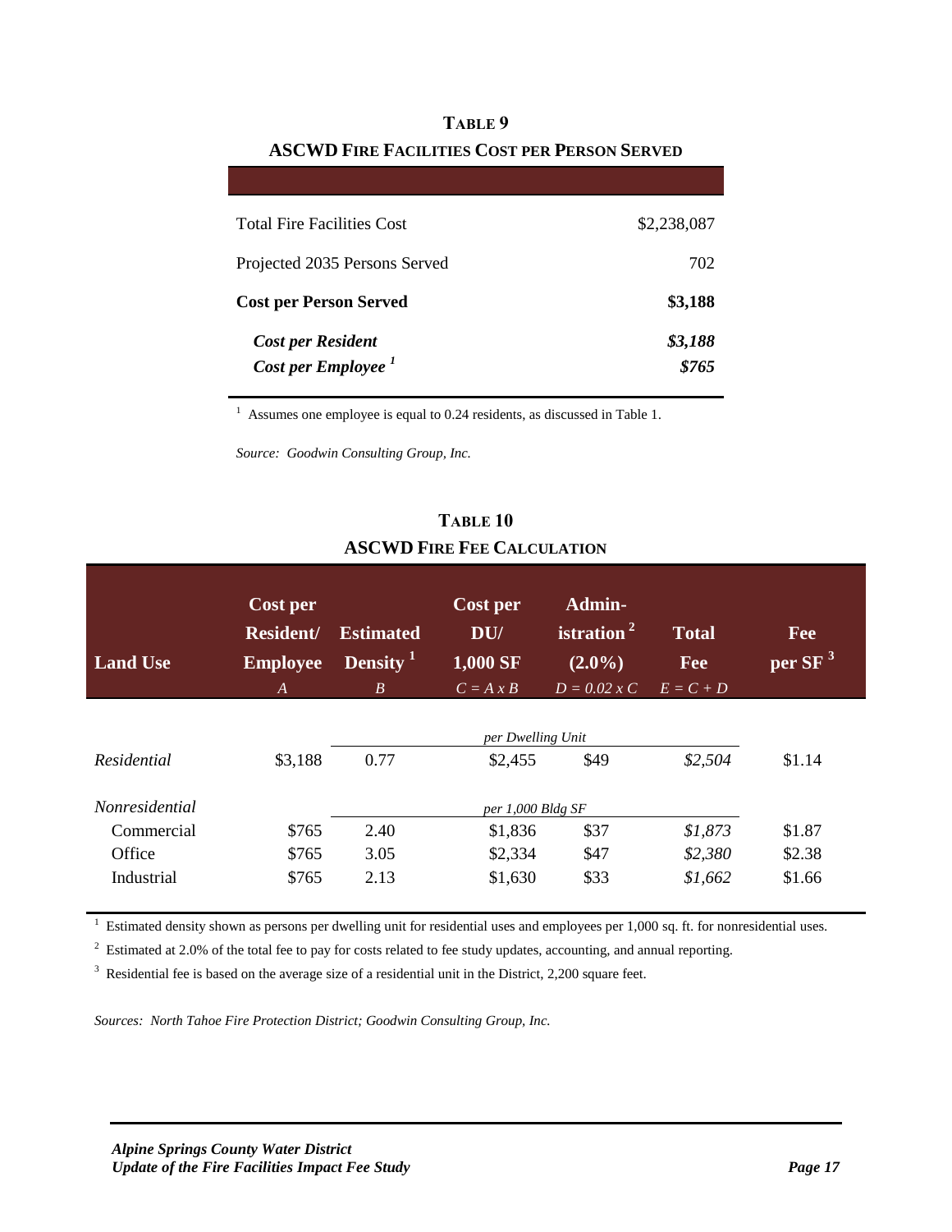## TABLE 9

### ASCWD FIRE FACILITIES COST PER PERSON SERVED

| | |
|---|---:|
| Total Fire Facilities Cost | $2,238,087 |
| Projected 2035 Persons Served | 702 |
| **Cost per Person Served** | **$3,188** |
| ***Cost per Resident*** | ***$3,188*** |
| ***Cost per Employee*** [1] | ***$765*** |

[1] Assumes one employee is equal to 0.24 residents, as discussed in Table 1.

*Source: Goodwin Consulting Group, Inc.*

## TABLE 10

### ASCWD FIRE FEE CALCULATION

| Land Use | Cost per Resident/ Employee *A* | Estimated Density [1] *B* | Cost per DU/ 1,000 SF *C = A x B* | Admin-istration [2] (2.0%) *D = 0.02 x C* | Total Fee *E = C + D* | Fee per SF [3] |
|---|---:|---:|---:|---:|---:|---:|
| | | | *per Dwelling Unit* | | | |
| *Residential* | $3,188 | 0.77 | $2,455 | $49 | *$2,504* | $1.14 |
| *Nonresidential* | | | *per 1,000 Bldg SF* | | | |
| Commercial | $765 | 2.40 | $1,836 | $37 | *$1,873* | $1.87 |
| Office | $765 | 3.05 | $2,334 | $47 | *$2,380* | $2.38 |
| Industrial | $765 | 2.13 | $1,630 | $33 | *$1,662* | $1.66 |

[1] Estimated density shown as persons per dwelling unit for residential uses and employees per 1,000 sq. ft. for nonresidential uses.

[2] Estimated at 2.0% of the total fee to pay for costs related to fee study updates, accounting, and annual reporting.

[3] Residential fee is based on the average size of a residential unit in the District, 2,200 square feet.

*Sources: North Tahoe Fire Protection District; Goodwin Consulting Group, Inc.*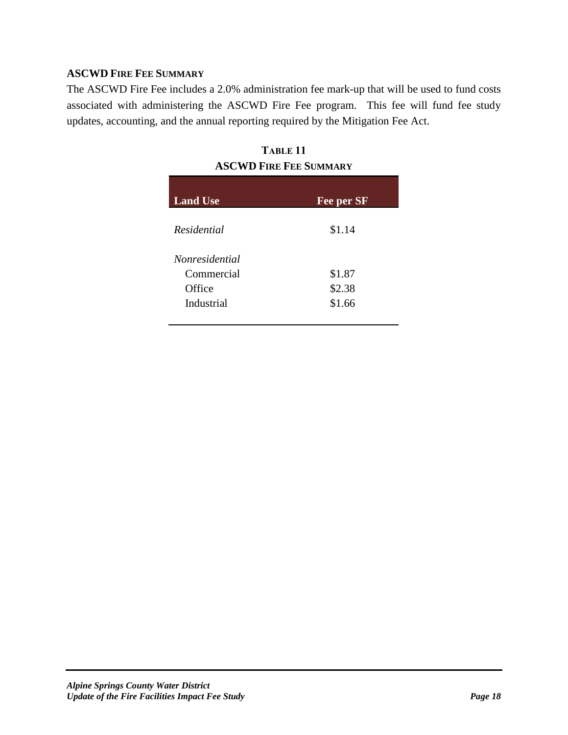### ASCWD FIRE FEE SUMMARY

The ASCWD Fire Fee includes a 2.0% administration fee mark-up that will be used to fund costs associated with administering the ASCWD Fire Fee program. This fee will fund fee study updates, accounting, and the annual reporting required by the Mitigation Fee Act.

**TABLE 11**
**ASCWD FIRE FEE SUMMARY**

| Land Use | Fee per SF |
|---|---|
| *Residential* | $1.14 |
| *Nonresidential* | |
| Commercial | $1.87 |
| Office | $2.38 |
| Industrial | $1.66 |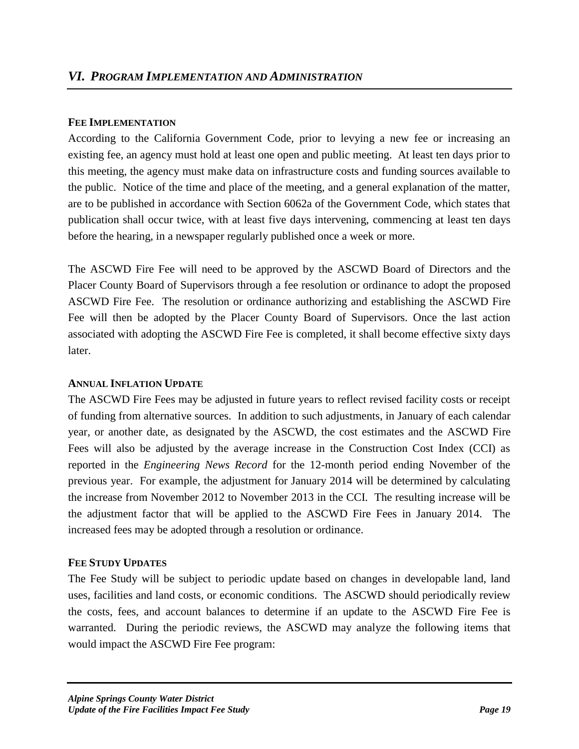## *VI. PROGRAM IMPLEMENTATION AND ADMINISTRATION*

**FEE IMPLEMENTATION**

According to the California Government Code, prior to levying a new fee or increasing an existing fee, an agency must hold at least one open and public meeting. At least ten days prior to this meeting, the agency must make data on infrastructure costs and funding sources available to the public. Notice of the time and place of the meeting, and a general explanation of the matter, are to be published in accordance with Section 6062a of the Government Code, which states that publication shall occur twice, with at least five days intervening, commencing at least ten days before the hearing, in a newspaper regularly published once a week or more.

The ASCWD Fire Fee will need to be approved by the ASCWD Board of Directors and the Placer County Board of Supervisors through a fee resolution or ordinance to adopt the proposed ASCWD Fire Fee. The resolution or ordinance authorizing and establishing the ASCWD Fire Fee will then be adopted by the Placer County Board of Supervisors. Once the last action associated with adopting the ASCWD Fire Fee is completed, it shall become effective sixty days later.

**ANNUAL INFLATION UPDATE**

The ASCWD Fire Fees may be adjusted in future years to reflect revised facility costs or receipt of funding from alternative sources. In addition to such adjustments, in January of each calendar year, or another date, as designated by the ASCWD, the cost estimates and the ASCWD Fire Fees will also be adjusted by the average increase in the Construction Cost Index (CCI) as reported in the *Engineering News Record* for the 12-month period ending November of the previous year. For example, the adjustment for January 2014 will be determined by calculating the increase from November 2012 to November 2013 in the CCI. The resulting increase will be the adjustment factor that will be applied to the ASCWD Fire Fees in January 2014. The increased fees may be adopted through a resolution or ordinance.

**FEE STUDY UPDATES**

The Fee Study will be subject to periodic update based on changes in developable land, land uses, facilities and land costs, or economic conditions. The ASCWD should periodically review the costs, fees, and account balances to determine if an update to the ASCWD Fire Fee is warranted. During the periodic reviews, the ASCWD may analyze the following items that would impact the ASCWD Fire Fee program: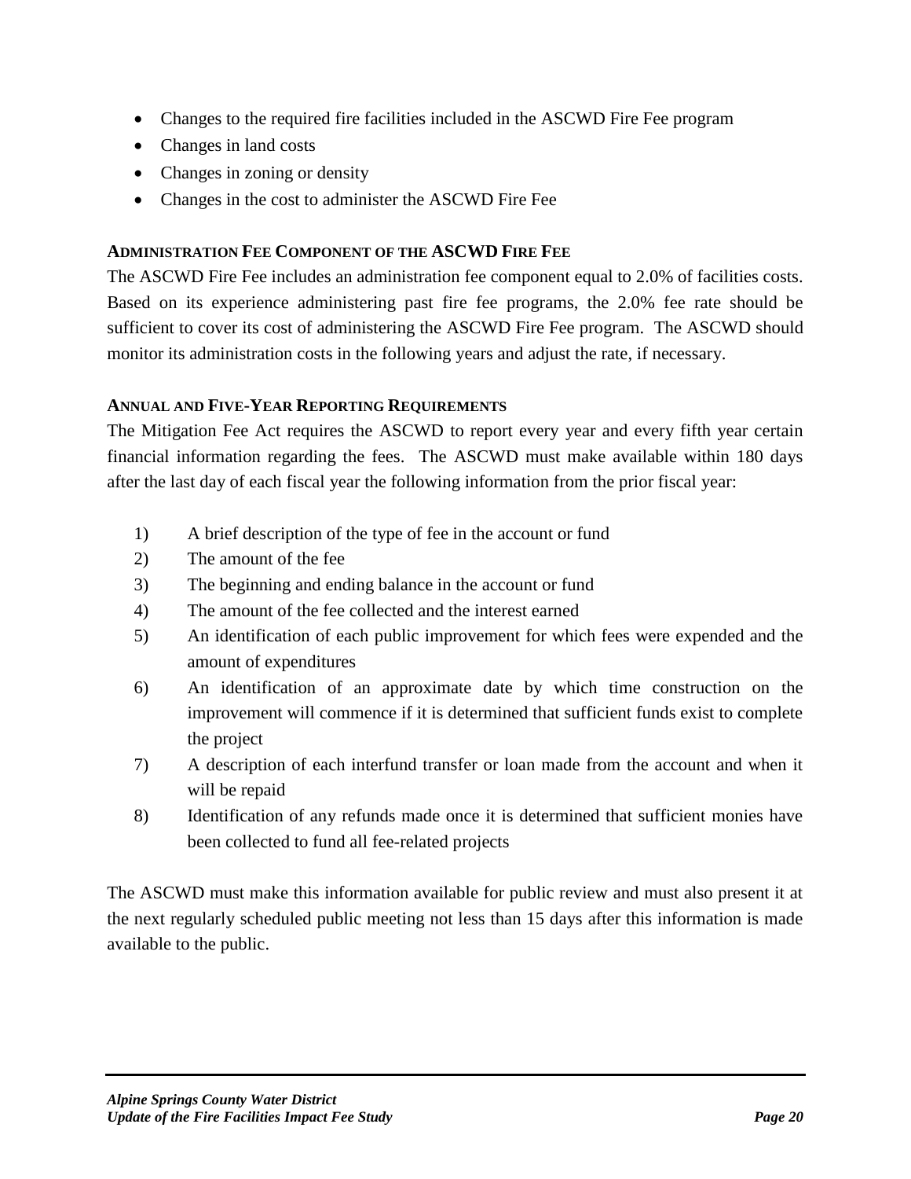- Changes to the required fire facilities included in the ASCWD Fire Fee program
- Changes in land costs
- Changes in zoning or density
- Changes in the cost to administer the ASCWD Fire Fee

### ADMINISTRATION FEE COMPONENT OF THE ASCWD FIRE FEE

The ASCWD Fire Fee includes an administration fee component equal to 2.0% of facilities costs. Based on its experience administering past fire fee programs, the 2.0% fee rate should be sufficient to cover its cost of administering the ASCWD Fire Fee program. The ASCWD should monitor its administration costs in the following years and adjust the rate, if necessary.

### ANNUAL AND FIVE-YEAR REPORTING REQUIREMENTS

The Mitigation Fee Act requires the ASCWD to report every year and every fifth year certain financial information regarding the fees. The ASCWD must make available within 180 days after the last day of each fiscal year the following information from the prior fiscal year:

1) A brief description of the type of fee in the account or fund
2) The amount of the fee
3) The beginning and ending balance in the account or fund
4) The amount of the fee collected and the interest earned
5) An identification of each public improvement for which fees were expended and the amount of expenditures
6) An identification of an approximate date by which time construction on the improvement will commence if it is determined that sufficient funds exist to complete the project
7) A description of each interfund transfer or loan made from the account and when it will be repaid
8) Identification of any refunds made once it is determined that sufficient monies have been collected to fund all fee-related projects

The ASCWD must make this information available for public review and must also present it at the next regularly scheduled public meeting not less than 15 days after this information is made available to the public.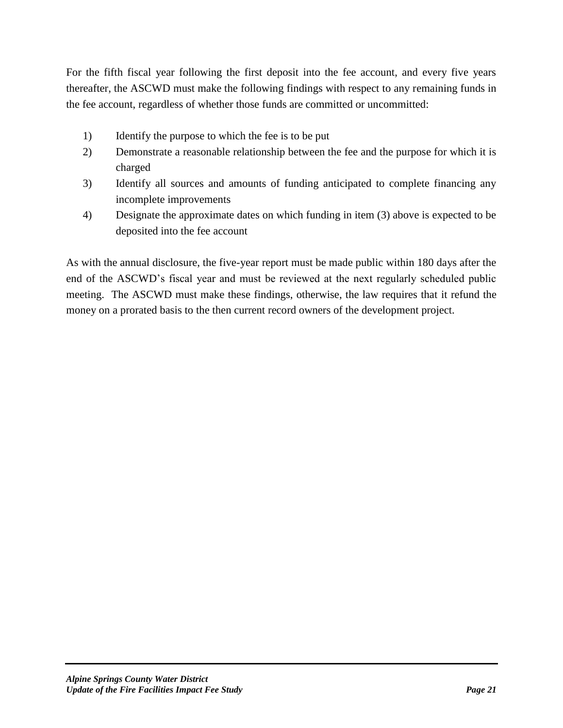For the fifth fiscal year following the first deposit into the fee account, and every five years thereafter, the ASCWD must make the following findings with respect to any remaining funds in the fee account, regardless of whether those funds are committed or uncommitted:

1) Identify the purpose to which the fee is to be put
2) Demonstrate a reasonable relationship between the fee and the purpose for which it is charged
3) Identify all sources and amounts of funding anticipated to complete financing any incomplete improvements
4) Designate the approximate dates on which funding in item (3) above is expected to be deposited into the fee account

As with the annual disclosure, the five-year report must be made public within 180 days after the end of the ASCWD's fiscal year and must be reviewed at the next regularly scheduled public meeting. The ASCWD must make these findings, otherwise, the law requires that it refund the money on a prorated basis to the then current record owners of the development project.